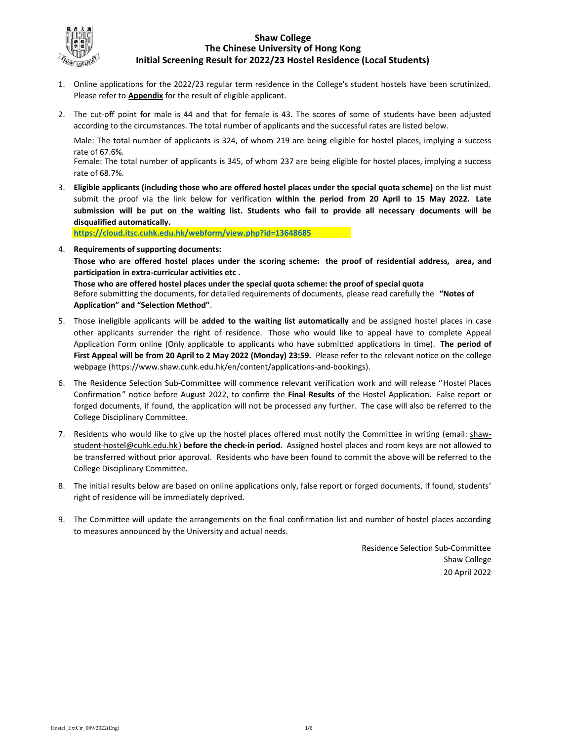# Shaw College
## The Chinese University of Hong Kong
## Initial Screening Result for 2022/23 Hostel Residence (Local Students)

1. Online applications for the 2022/23 regular term residence in the College's student hostels have been scrutinized. Please refer to **Appendix** for the result of eligible applicant.

2. The cut-off point for male is 44 and that for female is 43. The scores of some of students have been adjusted according to the circumstances. The total number of applicants and the successful rates are listed below.

   Male: The total number of applicants is 324, of whom 219 are being eligible for hostel places, implying a success rate of 67.6%.
   Female: The total number of applicants is 345, of whom 237 are being eligible for hostel places, implying a success rate of 68.7%.

3. **Eligible applicants (including those who are offered hostel places under the special quota scheme)** on the list must submit the proof via the link below for verification **within the period from 20 April to 15 May 2022. Late submission will be put on the waiting list. Students who fail to provide all necessary documents will be disqualified automatically.**
   **https://cloud.itsc.cuhk.edu.hk/webform/view.php?id=13648685**

4. **Requirements of supporting documents:**
   **Those who are offered hostel places under the scoring scheme: the proof of residential address, area, and participation in extra-curricular activities etc .**
   **Those who are offered hostel places under the special quota scheme: the proof of special quota**
   Before submitting the documents, for detailed requirements of documents, please read carefully the **"Notes of Application" and "Selection Method"**.

5. Those ineligible applicants will be **added to the waiting list automatically** and be assigned hostel places in case other applicants surrender the right of residence. Those who would like to appeal have to complete Appeal Application Form online (Only applicable to applicants who have submitted applications in time). **The period of First Appeal will be from 20 April to 2 May 2022 (Monday) 23:59.** Please refer to the relevant notice on the college webpage (https://www.shaw.cuhk.edu.hk/en/content/applications-and-bookings).

6. The Residence Selection Sub-Committee will commence relevant verification work and will release "Hostel Places Confirmation" notice before August 2022, to confirm the **Final Results** of the Hostel Application. False report or forged documents, if found, the application will not be processed any further. The case will also be referred to the College Disciplinary Committee.

7. Residents who would like to give up the hostel places offered must notify the Committee in writing (email: shaw-student-hostel@cuhk.edu.hk) **before the check-in period**. Assigned hostel places and room keys are not allowed to be transferred without prior approval. Residents who have been found to commit the above will be referred to the College Disciplinary Committee.

8. The initial results below are based on online applications only, false report or forged documents, if found, students' right of residence will be immediately deprived.

9. The Committee will update the arrangements on the final confirmation list and number of hostel places according to measures announced by the University and actual needs.

Residence Selection Sub-Committee
Shaw College
20 April 2022

Hostel_ExtCir_009/2022(Eng)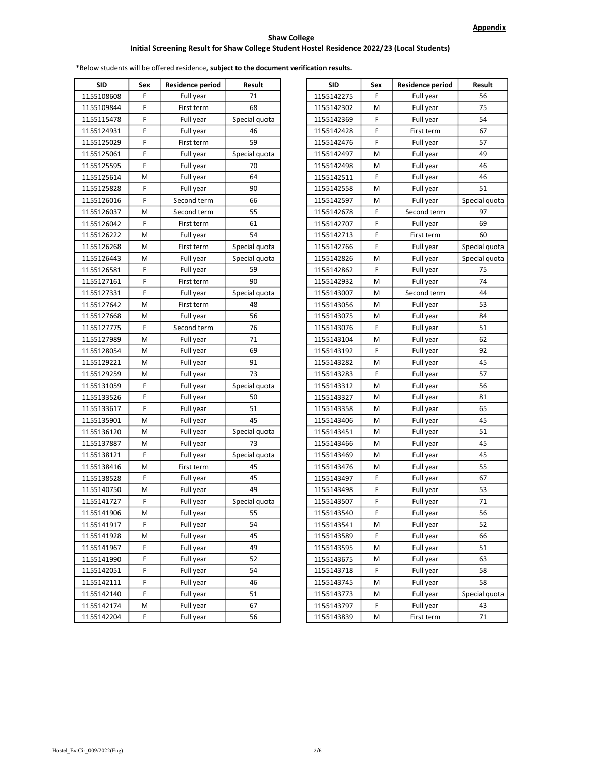**Appendix**

**Shaw College**

**Initial Screening Result for Shaw College Student Hostel Residence 2022/23 (Local Students)**

*Below students will be offered residence, **subject to the document verification results.**

| SID | Sex | Residence period | Result |
|---|---|---|---|
| 1155108608 | F | Full year | 71 |
| 1155109844 | F | First term | 68 |
| 1155115478 | F | Full year | Special quota |
| 1155124931 | F | Full year | 46 |
| 1155125029 | F | First term | 59 |
| 1155125061 | F | Full year | Special quota |
| 1155125595 | F | Full year | 70 |
| 1155125614 | M | Full year | 64 |
| 1155125828 | F | Full year | 90 |
| 1155126016 | F | Second term | 66 |
| 1155126037 | M | Second term | 55 |
| 1155126042 | F | First term | 61 |
| 1155126222 | M | Full year | 54 |
| 1155126268 | M | First term | Special quota |
| 1155126443 | M | Full year | Special quota |
| 1155126581 | F | Full year | 59 |
| 1155127161 | F | First term | 90 |
| 1155127331 | F | Full year | Special quota |
| 1155127642 | M | First term | 48 |
| 1155127668 | M | Full year | 56 |
| 1155127775 | F | Second term | 76 |
| 1155127989 | M | Full year | 71 |
| 1155128054 | M | Full year | 69 |
| 1155129221 | M | Full year | 91 |
| 1155129259 | M | Full year | 73 |
| 1155131059 | F | Full year | Special quota |
| 1155133526 | F | Full year | 50 |
| 1155133617 | F | Full year | 51 |
| 1155135901 | M | Full year | 45 |
| 1155136120 | M | Full year | Special quota |
| 1155137887 | M | Full year | 73 |
| 1155138121 | F | Full year | Special quota |
| 1155138416 | M | First term | 45 |
| 1155138528 | F | Full year | 45 |
| 1155140750 | M | Full year | 49 |
| 1155141727 | F | Full year | Special quota |
| 1155141906 | M | Full year | 55 |
| 1155141917 | F | Full year | 54 |
| 1155141928 | M | Full year | 45 |
| 1155141967 | F | Full year | 49 |
| 1155141990 | F | Full year | 52 |
| 1155142051 | F | Full year | 54 |
| 1155142111 | F | Full year | 46 |
| 1155142140 | F | Full year | 51 |
| 1155142174 | M | Full year | 67 |
| 1155142204 | F | Full year | 56 |
| 1155142275 | F | Full year | 56 |
| 1155142302 | M | Full year | 75 |
| 1155142369 | F | Full year | 54 |
| 1155142428 | F | First term | 67 |
| 1155142476 | F | Full year | 57 |
| 1155142497 | M | Full year | 49 |
| 1155142498 | M | Full year | 46 |
| 1155142511 | F | Full year | 46 |
| 1155142558 | M | Full year | 51 |
| 1155142597 | M | Full year | Special quota |
| 1155142678 | F | Second term | 97 |
| 1155142707 | F | Full year | 69 |
| 1155142713 | F | First term | 60 |
| 1155142766 | F | Full year | Special quota |
| 1155142826 | M | Full year | Special quota |
| 1155142862 | F | Full year | 75 |
| 1155142932 | M | Full year | 74 |
| 1155143007 | M | Second term | 44 |
| 1155143056 | M | Full year | 53 |
| 1155143075 | M | Full year | 84 |
| 1155143076 | F | Full year | 51 |
| 1155143104 | M | Full year | 62 |
| 1155143192 | F | Full year | 92 |
| 1155143282 | M | Full year | 45 |
| 1155143283 | F | Full year | 57 |
| 1155143312 | M | Full year | 56 |
| 1155143327 | M | Full year | 81 |
| 1155143358 | M | Full year | 65 |
| 1155143406 | M | Full year | 45 |
| 1155143451 | M | Full year | 51 |
| 1155143466 | M | Full year | 45 |
| 1155143469 | M | Full year | 45 |
| 1155143476 | M | Full year | 55 |
| 1155143497 | F | Full year | 67 |
| 1155143498 | F | Full year | 53 |
| 1155143507 | F | Full year | 71 |
| 1155143540 | F | Full year | 56 |
| 1155143541 | M | Full year | 52 |
| 1155143589 | F | Full year | 66 |
| 1155143595 | M | Full year | 51 |
| 1155143675 | M | Full year | 63 |
| 1155143718 | F | Full year | 58 |
| 1155143745 | M | Full year | 58 |
| 1155143773 | M | Full year | Special quota |
| 1155143797 | F | Full year | 43 |
| 1155143839 | M | First term | 71 |

Hostel_ExtCir_009/2022(Eng)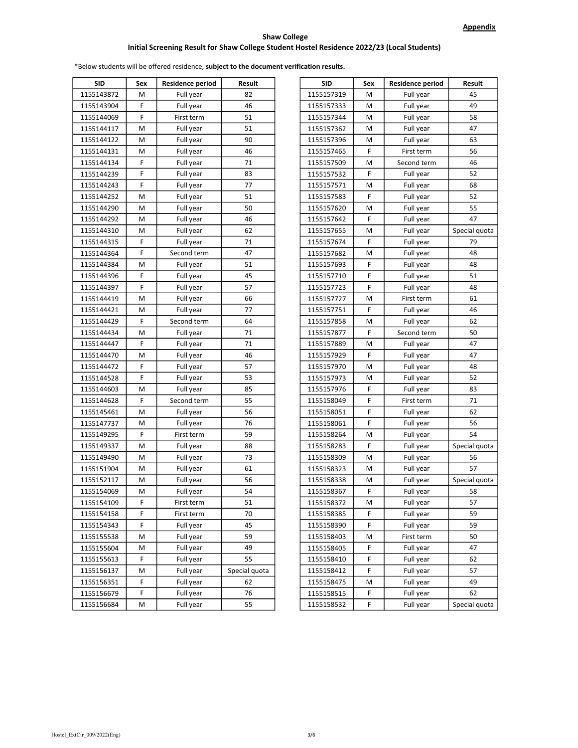**Appendix**

**Shaw College**

**Initial Screening Result for Shaw College Student Hostel Residence 2022/23 (Local Students)**

*Below students will be offered residence, **subject to the document verification results.**

| SID | Sex | Residence period | Result |
|---|---|---|---|
| 1155143872 | M | Full year | 82 |
| 1155143904 | F | Full year | 46 |
| 1155144069 | F | First term | 51 |
| 1155144117 | M | Full year | 51 |
| 1155144122 | M | Full year | 90 |
| 1155144131 | M | Full year | 46 |
| 1155144134 | F | Full year | 71 |
| 1155144239 | F | Full year | 83 |
| 1155144243 | F | Full year | 77 |
| 1155144252 | M | Full year | 51 |
| 1155144290 | M | Full year | 50 |
| 1155144292 | M | Full year | 46 |
| 1155144310 | M | Full year | 62 |
| 1155144315 | F | Full year | 71 |
| 1155144364 | F | Second term | 47 |
| 1155144384 | M | Full year | 51 |
| 1155144396 | F | Full year | 45 |
| 1155144397 | F | Full year | 57 |
| 1155144419 | M | Full year | 66 |
| 1155144421 | M | Full year | 77 |
| 1155144429 | F | Second term | 64 |
| 1155144434 | M | Full year | 71 |
| 1155144447 | F | Full year | 71 |
| 1155144470 | M | Full year | 46 |
| 1155144472 | F | Full year | 57 |
| 1155144528 | F | Full year | 53 |
| 1155144603 | M | Full year | 85 |
| 1155144628 | F | Second term | 55 |
| 1155145461 | M | Full year | 56 |
| 1155147737 | M | Full year | 76 |
| 1155149295 | F | First term | 59 |
| 1155149337 | M | Full year | 88 |
| 1155149490 | M | Full year | 73 |
| 1155151904 | M | Full year | 61 |
| 1155152117 | M | Full year | 56 |
| 1155154069 | M | Full year | 54 |
| 1155154109 | F | First term | 51 |
| 1155154158 | F | First term | 70 |
| 1155154343 | F | Full year | 45 |
| 1155155538 | M | Full year | 59 |
| 1155155604 | M | Full year | 49 |
| 1155155613 | F | Full year | 55 |
| 1155156137 | M | Full year | Special quota |
| 1155156351 | F | Full year | 62 |
| 1155156679 | F | Full year | 76 |
| 1155156684 | M | Full year | 55 |
| 1155157319 | M | Full year | 45 |
| 1155157333 | M | Full year | 49 |
| 1155157344 | M | Full year | 58 |
| 1155157362 | M | Full year | 47 |
| 1155157396 | M | Full year | 63 |
| 1155157465 | F | First term | 56 |
| 1155157509 | M | Second term | 46 |
| 1155157532 | F | Full year | 52 |
| 1155157571 | M | Full year | 68 |
| 1155157583 | F | Full year | 52 |
| 1155157620 | M | Full year | 55 |
| 1155157642 | F | Full year | 47 |
| 1155157655 | M | Full year | Special quota |
| 1155157674 | F | Full year | 79 |
| 1155157682 | M | Full year | 48 |
| 1155157693 | F | Full year | 48 |
| 1155157710 | F | Full year | 51 |
| 1155157723 | F | Full year | 48 |
| 1155157727 | M | First term | 61 |
| 1155157751 | F | Full year | 46 |
| 1155157858 | M | Full year | 62 |
| 1155157877 | F | Second term | 50 |
| 1155157889 | M | Full year | 47 |
| 1155157929 | F | Full year | 47 |
| 1155157970 | M | Full year | 48 |
| 1155157973 | M | Full year | 52 |
| 1155157976 | F | Full year | 83 |
| 1155158049 | F | First term | 71 |
| 1155158051 | F | Full year | 62 |
| 1155158061 | F | Full year | 56 |
| 1155158264 | M | Full year | 54 |
| 1155158283 | F | Full year | Special quota |
| 1155158309 | M | Full year | 56 |
| 1155158323 | M | Full year | 57 |
| 1155158338 | M | Full year | Special quota |
| 1155158367 | F | Full year | 58 |
| 1155158372 | M | Full year | 57 |
| 1155158385 | F | Full year | 59 |
| 1155158390 | F | Full year | 59 |
| 1155158403 | M | First term | 50 |
| 1155158405 | F | Full year | 47 |
| 1155158410 | F | Full year | 62 |
| 1155158412 | F | Full year | 57 |
| 1155158475 | M | Full year | 49 |
| 1155158515 | F | Full year | 62 |
| 1155158532 | F | Full year | Special quota |

Hostel_ExtCir_009/2022(Eng)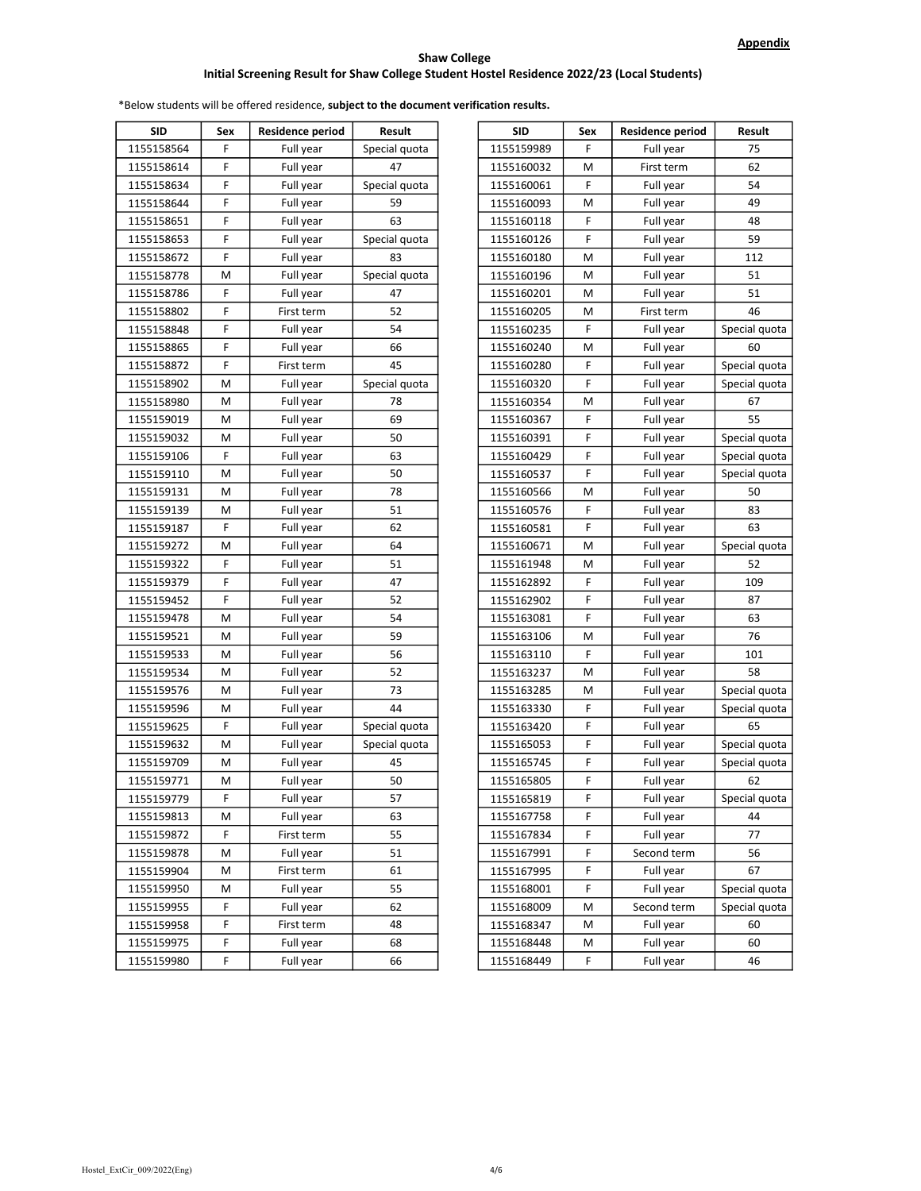**Appendix**

**Shaw College**
**Initial Screening Result for Shaw College Student Hostel Residence 2022/23 (Local Students)**

*Below students will be offered residence, **subject to the document verification results.**

| SID | Sex | Residence period | Result |
|---|---|---|---|
| 1155158564 | F | Full year | Special quota |
| 1155158614 | F | Full year | 47 |
| 1155158634 | F | Full year | Special quota |
| 1155158644 | F | Full year | 59 |
| 1155158651 | F | Full year | 63 |
| 1155158653 | F | Full year | Special quota |
| 1155158672 | F | Full year | 83 |
| 1155158778 | M | Full year | Special quota |
| 1155158786 | F | Full year | 47 |
| 1155158802 | F | First term | 52 |
| 1155158848 | F | Full year | 54 |
| 1155158865 | F | Full year | 66 |
| 1155158872 | F | First term | 45 |
| 1155158902 | M | Full year | Special quota |
| 1155158980 | M | Full year | 78 |
| 1155159019 | M | Full year | 69 |
| 1155159032 | M | Full year | 50 |
| 1155159106 | F | Full year | 63 |
| 1155159110 | M | Full year | 50 |
| 1155159131 | M | Full year | 78 |
| 1155159139 | M | Full year | 51 |
| 1155159187 | F | Full year | 62 |
| 1155159272 | M | Full year | 64 |
| 1155159322 | F | Full year | 51 |
| 1155159379 | F | Full year | 47 |
| 1155159452 | F | Full year | 52 |
| 1155159478 | M | Full year | 54 |
| 1155159521 | M | Full year | 59 |
| 1155159533 | M | Full year | 56 |
| 1155159534 | M | Full year | 52 |
| 1155159576 | M | Full year | 73 |
| 1155159596 | M | Full year | 44 |
| 1155159625 | F | Full year | Special quota |
| 1155159632 | M | Full year | Special quota |
| 1155159709 | M | Full year | 45 |
| 1155159771 | M | Full year | 50 |
| 1155159779 | F | Full year | 57 |
| 1155159813 | M | Full year | 63 |
| 1155159872 | F | First term | 55 |
| 1155159878 | M | Full year | 51 |
| 1155159904 | M | First term | 61 |
| 1155159950 | M | Full year | 55 |
| 1155159955 | F | Full year | 62 |
| 1155159958 | F | First term | 48 |
| 1155159975 | F | Full year | 68 |
| 1155159980 | F | Full year | 66 |
| 1155159989 | F | Full year | 75 |
| 1155160032 | M | First term | 62 |
| 1155160061 | F | Full year | 54 |
| 1155160093 | M | Full year | 49 |
| 1155160118 | F | Full year | 48 |
| 1155160126 | F | Full year | 59 |
| 1155160180 | M | Full year | 112 |
| 1155160196 | M | Full year | 51 |
| 1155160201 | M | Full year | 51 |
| 1155160205 | M | First term | 46 |
| 1155160235 | F | Full year | Special quota |
| 1155160240 | M | Full year | 60 |
| 1155160280 | F | Full year | Special quota |
| 1155160320 | F | Full year | Special quota |
| 1155160354 | M | Full year | 67 |
| 1155160367 | F | Full year | 55 |
| 1155160391 | F | Full year | Special quota |
| 1155160429 | F | Full year | Special quota |
| 1155160537 | F | Full year | Special quota |
| 1155160566 | M | Full year | 50 |
| 1155160576 | F | Full year | 83 |
| 1155160581 | F | Full year | 63 |
| 1155160671 | M | Full year | Special quota |
| 1155161948 | M | Full year | 52 |
| 1155162892 | F | Full year | 109 |
| 1155162902 | F | Full year | 87 |
| 1155163081 | F | Full year | 63 |
| 1155163106 | M | Full year | 76 |
| 1155163110 | F | Full year | 101 |
| 1155163237 | M | Full year | 58 |
| 1155163285 | M | Full year | Special quota |
| 1155163330 | F | Full year | Special quota |
| 1155163420 | F | Full year | 65 |
| 1155165053 | F | Full year | Special quota |
| 1155165745 | F | Full year | Special quota |
| 1155165805 | F | Full year | 62 |
| 1155165819 | F | Full year | Special quota |
| 1155167758 | F | Full year | 44 |
| 1155167834 | F | Full year | 77 |
| 1155167991 | F | Second term | 56 |
| 1155167995 | F | Full year | 67 |
| 1155168001 | F | Full year | Special quota |
| 1155168009 | M | Second term | Special quota |
| 1155168347 | M | Full year | 60 |
| 1155168448 | M | Full year | 60 |
| 1155168449 | F | Full year | 46 |

Hostel_ExtCir_009/2022(Eng)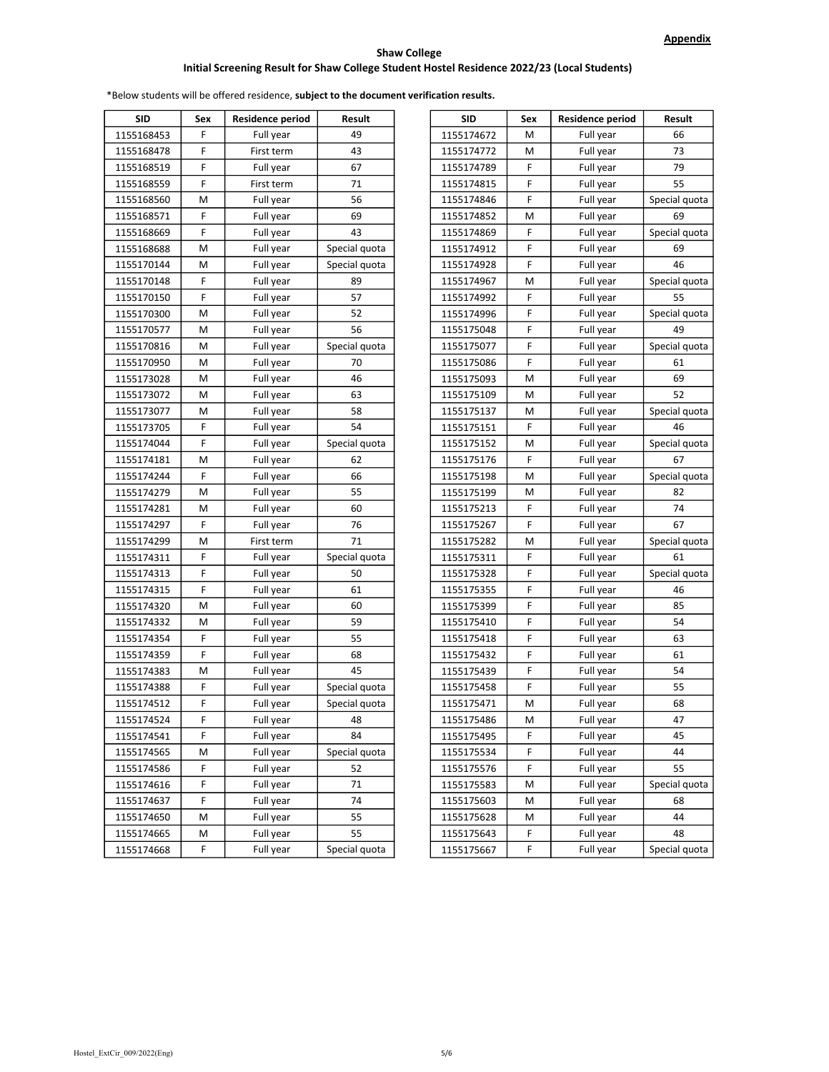**Appendix**

**Shaw College**

**Initial Screening Result for Shaw College Student Hostel Residence 2022/23 (Local Students)**

*Below students will be offered residence, **subject to the document verification results.**

| SID | Sex | Residence period | Result |
|---|---|---|---|
| 1155168453 | F | Full year | 49 |
| 1155168478 | F | First term | 43 |
| 1155168519 | F | Full year | 67 |
| 1155168559 | F | First term | 71 |
| 1155168560 | M | Full year | 56 |
| 1155168571 | F | Full year | 69 |
| 1155168669 | F | Full year | 43 |
| 1155168688 | M | Full year | Special quota |
| 1155170144 | M | Full year | Special quota |
| 1155170148 | F | Full year | 89 |
| 1155170150 | F | Full year | 57 |
| 1155170300 | M | Full year | 52 |
| 1155170577 | M | Full year | 56 |
| 1155170816 | M | Full year | Special quota |
| 1155170950 | M | Full year | 70 |
| 1155173028 | M | Full year | 46 |
| 1155173072 | M | Full year | 63 |
| 1155173077 | M | Full year | 58 |
| 1155173705 | F | Full year | 54 |
| 1155174044 | F | Full year | Special quota |
| 1155174181 | M | Full year | 62 |
| 1155174244 | F | Full year | 66 |
| 1155174279 | M | Full year | 55 |
| 1155174281 | M | Full year | 60 |
| 1155174297 | F | Full year | 76 |
| 1155174299 | M | First term | 71 |
| 1155174311 | F | Full year | Special quota |
| 1155174313 | F | Full year | 50 |
| 1155174315 | F | Full year | 61 |
| 1155174320 | M | Full year | 60 |
| 1155174332 | M | Full year | 59 |
| 1155174354 | F | Full year | 55 |
| 1155174359 | F | Full year | 68 |
| 1155174383 | M | Full year | 45 |
| 1155174388 | F | Full year | Special quota |
| 1155174512 | F | Full year | Special quota |
| 1155174524 | F | Full year | 48 |
| 1155174541 | F | Full year | 84 |
| 1155174565 | M | Full year | Special quota |
| 1155174586 | F | Full year | 52 |
| 1155174616 | F | Full year | 71 |
| 1155174637 | F | Full year | 74 |
| 1155174650 | M | Full year | 55 |
| 1155174665 | M | Full year | 55 |
| 1155174668 | F | Full year | Special quota |
| 1155174672 | M | Full year | 66 |
| 1155174772 | M | Full year | 73 |
| 1155174789 | F | Full year | 79 |
| 1155174815 | F | Full year | 55 |
| 1155174846 | F | Full year | Special quota |
| 1155174852 | M | Full year | 69 |
| 1155174869 | F | Full year | Special quota |
| 1155174912 | F | Full year | 69 |
| 1155174928 | F | Full year | 46 |
| 1155174967 | M | Full year | Special quota |
| 1155174992 | F | Full year | 55 |
| 1155174996 | F | Full year | Special quota |
| 1155175048 | F | Full year | 49 |
| 1155175077 | F | Full year | Special quota |
| 1155175086 | F | Full year | 61 |
| 1155175093 | M | Full year | 69 |
| 1155175109 | M | Full year | 52 |
| 1155175137 | M | Full year | Special quota |
| 1155175151 | F | Full year | 46 |
| 1155175152 | M | Full year | Special quota |
| 1155175176 | F | Full year | 67 |
| 1155175198 | M | Full year | Special quota |
| 1155175199 | M | Full year | 82 |
| 1155175213 | F | Full year | 74 |
| 1155175267 | F | Full year | 67 |
| 1155175282 | M | Full year | Special quota |
| 1155175311 | F | Full year | 61 |
| 1155175328 | F | Full year | Special quota |
| 1155175355 | F | Full year | 46 |
| 1155175399 | F | Full year | 85 |
| 1155175410 | F | Full year | 54 |
| 1155175418 | F | Full year | 63 |
| 1155175432 | F | Full year | 61 |
| 1155175439 | F | Full year | 54 |
| 1155175458 | F | Full year | 55 |
| 1155175471 | M | Full year | 68 |
| 1155175486 | M | Full year | 47 |
| 1155175495 | F | Full year | 45 |
| 1155175534 | F | Full year | 44 |
| 1155175576 | F | Full year | 55 |
| 1155175583 | M | Full year | Special quota |
| 1155175603 | M | Full year | 68 |
| 1155175628 | M | Full year | 44 |
| 1155175643 | F | Full year | 48 |
| 1155175667 | F | Full year | Special quota |

Hostel_ExtCir_009/2022(Eng)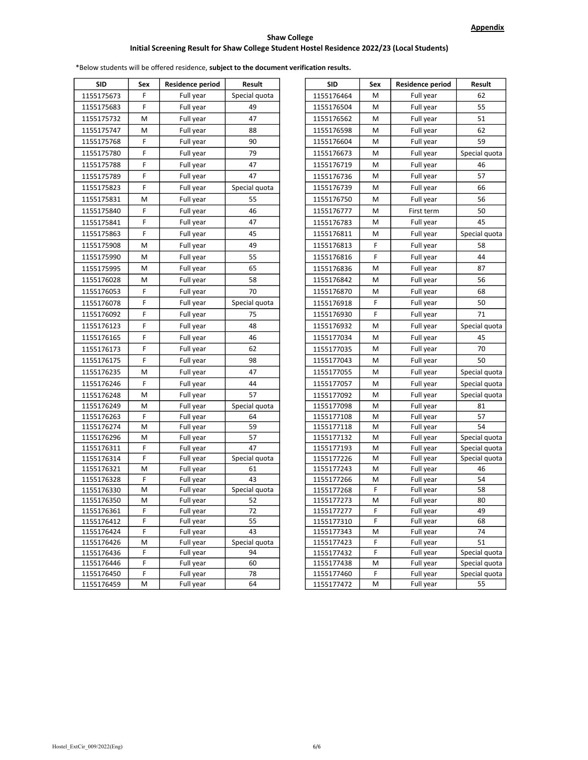**Appendix**

**Shaw College**

**Initial Screening Result for Shaw College Student Hostel Residence 2022/23 (Local Students)**

*Below students will be offered residence, **subject to the document verification results.**

| SID | Sex | Residence period | Result |
|---|---|---|---|
| 1155175673 | F | Full year | Special quota |
| 1155175683 | F | Full year | 49 |
| 1155175732 | M | Full year | 47 |
| 1155175747 | M | Full year | 88 |
| 1155175768 | F | Full year | 90 |
| 1155175780 | F | Full year | 79 |
| 1155175788 | F | Full year | 47 |
| 1155175789 | F | Full year | 47 |
| 1155175823 | F | Full year | Special quota |
| 1155175831 | M | Full year | 55 |
| 1155175840 | F | Full year | 46 |
| 1155175841 | F | Full year | 47 |
| 1155175863 | F | Full year | 45 |
| 1155175908 | M | Full year | 49 |
| 1155175990 | M | Full year | 55 |
| 1155175995 | M | Full year | 65 |
| 1155176028 | M | Full year | 58 |
| 1155176053 | F | Full year | 70 |
| 1155176078 | F | Full year | Special quota |
| 1155176092 | F | Full year | 75 |
| 1155176123 | F | Full year | 48 |
| 1155176165 | F | Full year | 46 |
| 1155176173 | F | Full year | 62 |
| 1155176175 | F | Full year | 98 |
| 1155176235 | M | Full year | 47 |
| 1155176246 | F | Full year | 44 |
| 1155176248 | M | Full year | 57 |
| 1155176249 | M | Full year | Special quota |
| 1155176263 | F | Full year | 64 |
| 1155176274 | M | Full year | 59 |
| 1155176296 | M | Full year | 57 |
| 1155176311 | F | Full year | 47 |
| 1155176314 | F | Full year | Special quota |
| 1155176321 | M | Full year | 61 |
| 1155176328 | F | Full year | 43 |
| 1155176330 | M | Full year | Special quota |
| 1155176350 | M | Full year | 52 |
| 1155176361 | F | Full year | 72 |
| 1155176412 | F | Full year | 55 |
| 1155176424 | F | Full year | 43 |
| 1155176426 | M | Full year | Special quota |
| 1155176436 | F | Full year | 94 |
| 1155176446 | F | Full year | 60 |
| 1155176450 | F | Full year | 78 |
| 1155176459 | M | Full year | 64 |
| 1155176464 | M | Full year | 62 |
| 1155176504 | M | Full year | 55 |
| 1155176562 | M | Full year | 51 |
| 1155176598 | M | Full year | 62 |
| 1155176604 | M | Full year | 59 |
| 1155176673 | M | Full year | Special quota |
| 1155176719 | M | Full year | 46 |
| 1155176736 | M | Full year | 57 |
| 1155176739 | M | Full year | 66 |
| 1155176750 | M | Full year | 56 |
| 1155176777 | M | First term | 50 |
| 1155176783 | M | Full year | 45 |
| 1155176811 | M | Full year | Special quota |
| 1155176813 | F | Full year | 58 |
| 1155176816 | F | Full year | 44 |
| 1155176836 | M | Full year | 87 |
| 1155176842 | M | Full year | 56 |
| 1155176870 | M | Full year | 68 |
| 1155176918 | F | Full year | 50 |
| 1155176930 | F | Full year | 71 |
| 1155176932 | M | Full year | Special quota |
| 1155177034 | M | Full year | 45 |
| 1155177035 | M | Full year | 70 |
| 1155177043 | M | Full year | 50 |
| 1155177055 | M | Full year | Special quota |
| 1155177057 | M | Full year | Special quota |
| 1155177092 | M | Full year | Special quota |
| 1155177098 | M | Full year | 81 |
| 1155177108 | M | Full year | 57 |
| 1155177118 | M | Full year | 54 |
| 1155177132 | M | Full year | Special quota |
| 1155177193 | M | Full year | Special quota |
| 1155177226 | M | Full year | Special quota |
| 1155177243 | M | Full year | 46 |
| 1155177266 | M | Full year | 54 |
| 1155177268 | F | Full year | 58 |
| 1155177273 | M | Full year | 80 |
| 1155177277 | F | Full year | 49 |
| 1155177310 | F | Full year | 68 |
| 1155177343 | M | Full year | 74 |
| 1155177423 | F | Full year | 51 |
| 1155177432 | F | Full year | Special quota |
| 1155177438 | M | Full year | Special quota |
| 1155177460 | F | Full year | Special quota |
| 1155177472 | M | Full year | 55 |

Hostel_ExtCir_009/2022(Eng)